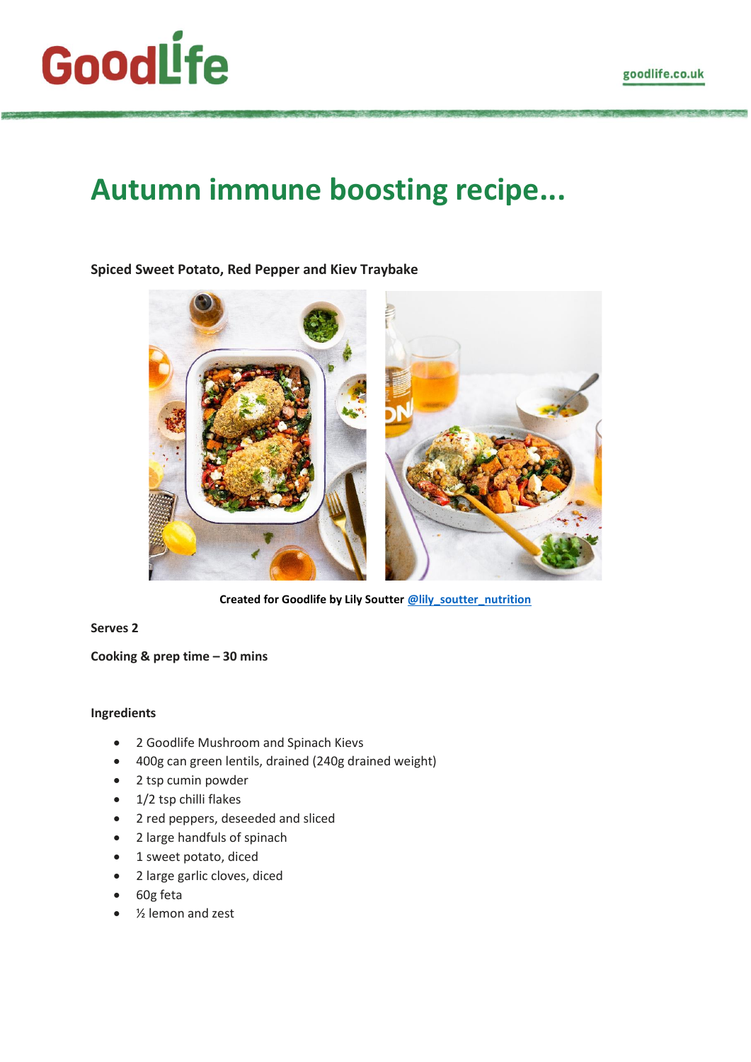Goodlife

goodlife.co.uk

# Autumn immune boosting recipe...

### Spiced Sweet Potato, Red Pepper and Kiev Traybake

**Created for Goodlife by Lily Soutter @lily_soutter_nutrition**

**Serves 2**

**Cooking & prep time – 30 mins**

**Ingredients**

- 2 Goodlife Mushroom and Spinach Kievs
- 400g can green lentils, drained (240g drained weight)
- 2 tsp cumin powder
- 1/2 tsp chilli flakes
- 2 red peppers, deseeded and sliced
- 2 large handfuls of spinach
- 1 sweet potato, diced
- 2 large garlic cloves, diced
- 60g feta
- ½ lemon and zest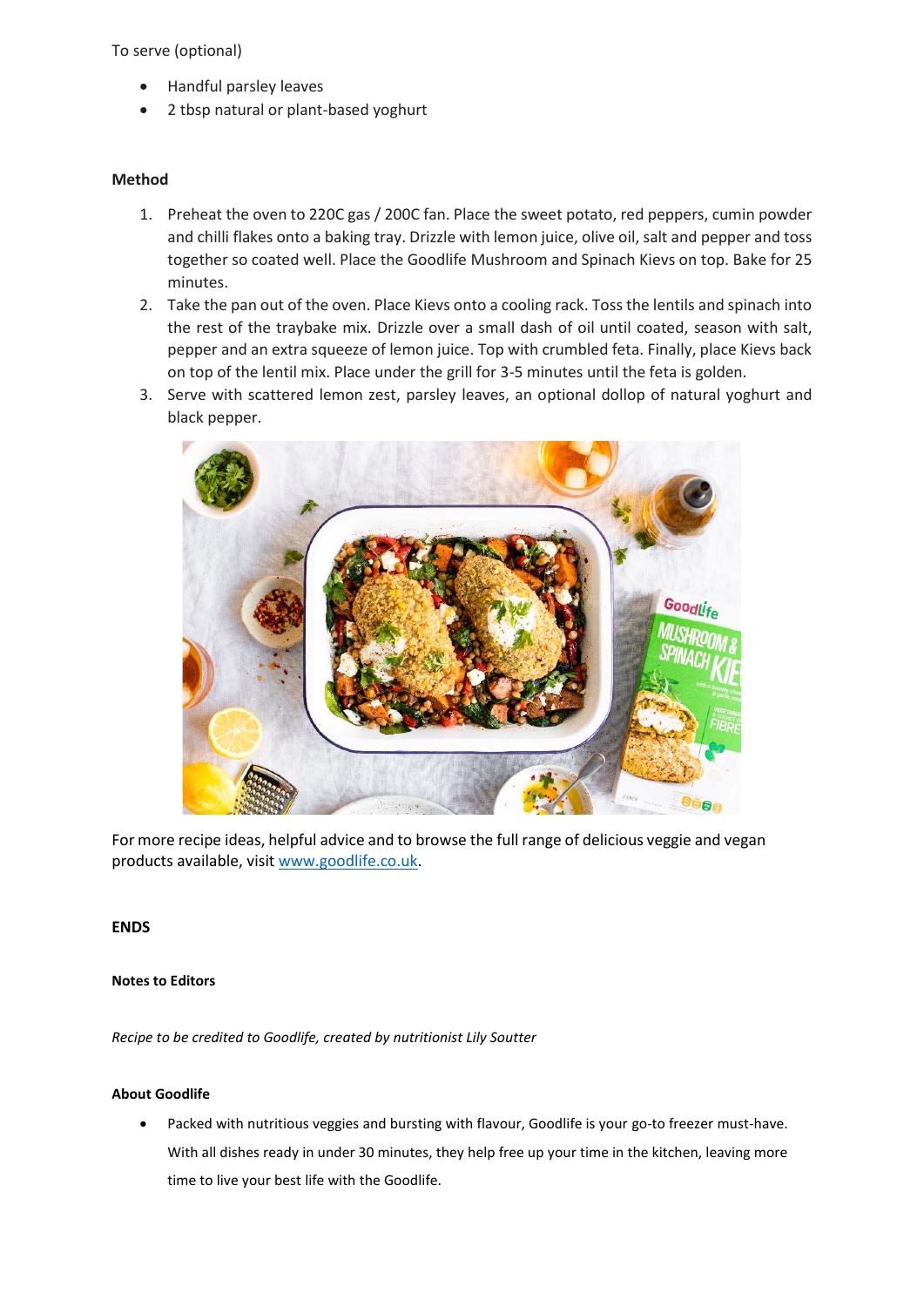To serve (optional)

- Handful parsley leaves
- 2 tbsp natural or plant-based yoghurt

**Method**

1. Preheat the oven to 220C gas / 200C fan. Place the sweet potato, red peppers, cumin powder and chilli flakes onto a baking tray. Drizzle with lemon juice, olive oil, salt and pepper and toss together so coated well. Place the Goodlife Mushroom and Spinach Kievs on top. Bake for 25 minutes.
2. Take the pan out of the oven. Place Kievs onto a cooling rack. Toss the lentils and spinach into the rest of the traybake mix. Drizzle over a small dash of oil until coated, season with salt, pepper and an extra squeeze of lemon juice. Top with crumbled feta. Finally, place Kievs back on top of the lentil mix. Place under the grill for 3-5 minutes until the feta is golden.
3. Serve with scattered lemon zest, parsley leaves, an optional dollop of natural yoghurt and black pepper.

For more recipe ideas, helpful advice and to browse the full range of delicious veggie and vegan products available, visit [www.goodlife.co.uk](http://www.goodlife.co.uk).

**ENDS**

**Notes to Editors**

*Recipe to be credited to Goodlife, created by nutritionist Lily Soutter*

**About Goodlife**

- Packed with nutritious veggies and bursting with flavour, Goodlife is your go-to freezer must-have. With all dishes ready in under 30 minutes, they help free up your time in the kitchen, leaving more time to live your best life with the Goodlife.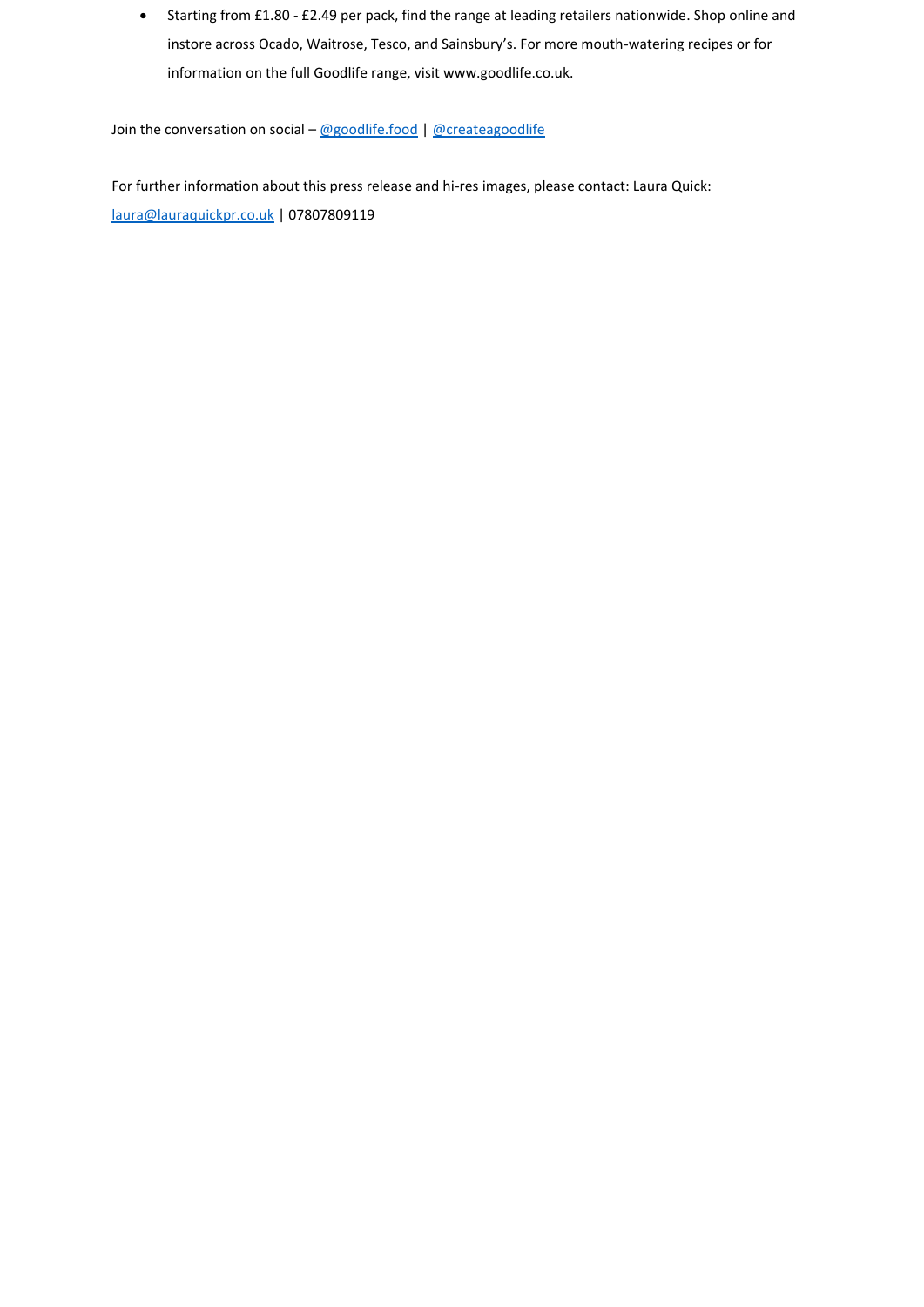- Starting from £1.80 - £2.49 per pack, find the range at leading retailers nationwide. Shop online and instore across Ocado, Waitrose, Tesco, and Sainsbury's. For more mouth-watering recipes or for information on the full Goodlife range, visit www.goodlife.co.uk.

Join the conversation on social – @goodlife.food | @createagoodlife

For further information about this press release and hi-res images, please contact: Laura Quick: laura@lauraquickpr.co.uk | 07807809119